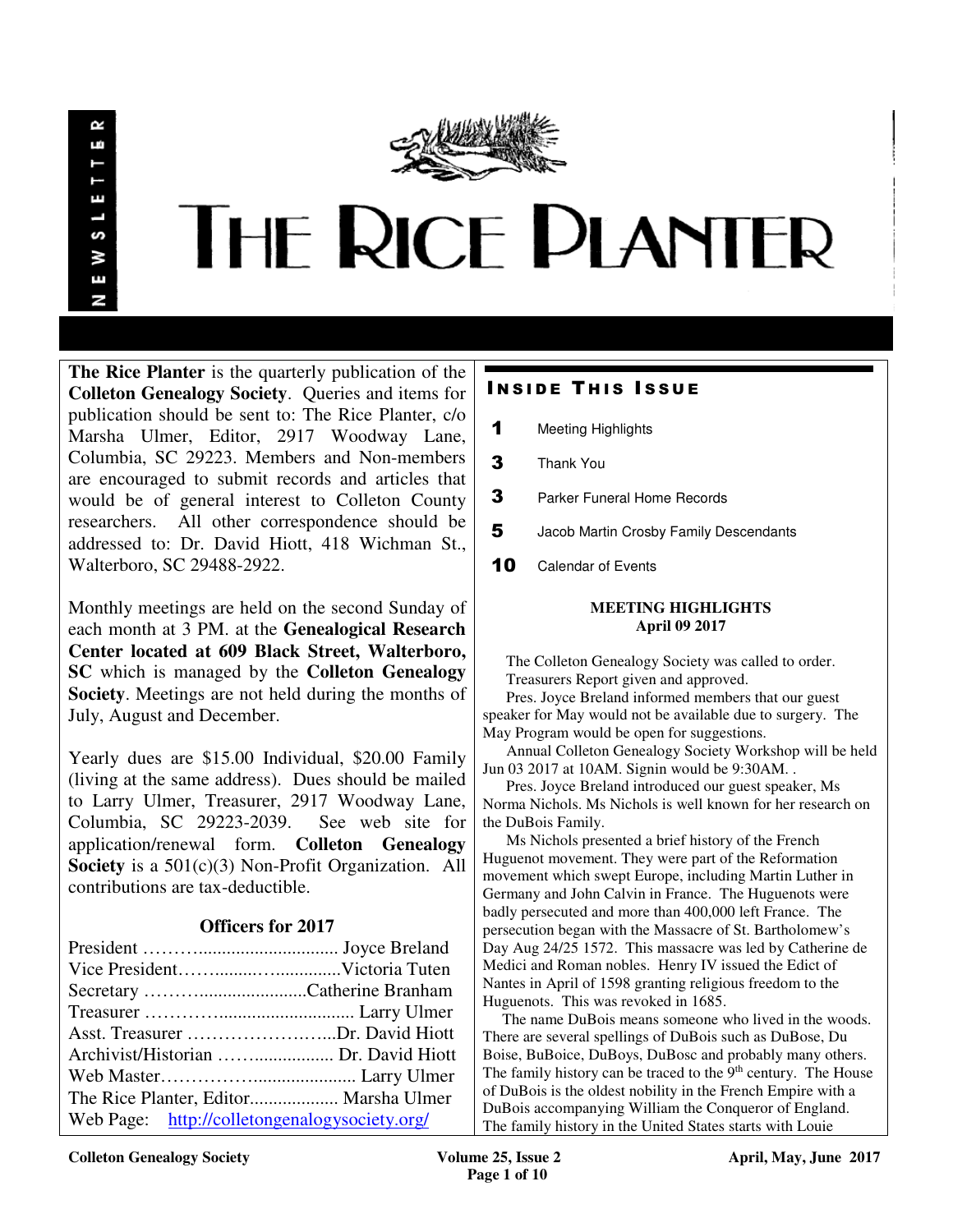NEWSLETTER

# THE RICE PLANTER

**The Rice Planter** is the quarterly publication of the **Colleton Genealogy Society**. Queries and items for publication should be sent to: The Rice Planter, c/o Marsha Ulmer, Editor, 2917 Woodway Lane, Columbia, SC 29223. Members and Non-members are encouraged to submit records and articles that would be of general interest to Colleton County researchers. All other correspondence should be addressed to: Dr. David Hiott, 418 Wichman St., Walterboro, SC 29488-2922.

Monthly meetings are held on the second Sunday of each month at 3 PM. at the **Genealogical Research Center located at 609 Black Street, Walterboro, SC** which is managed by the **Colleton Genealogy Society**. Meetings are not held during the months of July, August and December.

Yearly dues are $15.00 Individual, $20.00 Family (living at the same address). Dues should be mailed to Larry Ulmer, Treasurer, 2917 Woodway Lane, Columbia, SC 29223-2039. See web site for application/renewal form. **Colleton Genealogy Society** is a 501(c)(3) Non-Profit Organization. All contributions are tax-deductible.

### Officers for 2017

President ……….............................. Joyce Breland
Vice President…….........…..............Victoria Tuten
Secretary ……….......................Catherine Branham
Treasurer ………….......................... Larry Ulmer
Asst. Treasurer ……………………...Dr. David Hiott
Archivist/Historian ……................ Dr. David Hiott
Web Master………………..................... Larry Ulmer
The Rice Planter, Editor................... Marsha Ulmer
Web Page: http://colletongenealogysociety.org/

## INSIDE THIS ISSUE

| | |
|---|---|
| 1 | Meeting Highlights |
| 3 | Thank You |
| 3 | Parker Funeral Home Records |
| 5 | Jacob Martin Crosby Family Descendants |
| 10 | Calendar of Events |

### MEETING HIGHLIGHTS
**April 09 2017**

The Colleton Genealogy Society was called to order.

Treasurers Report given and approved.

Pres. Joyce Breland informed members that our guest speaker for May would not be available due to surgery. The May Program would be open for suggestions.

Annual Colleton Genealogy Society Workshop will be held Jun 03 2017 at 10AM. Signin would be 9:30AM. .

Pres. Joyce Breland introduced our guest speaker, Ms Norma Nichols. Ms Nichols is well known for her research on the DuBois Family.

Ms Nichols presented a brief history of the French Huguenot movement. They were part of the Reformation movement which swept Europe, including Martin Luther in Germany and John Calvin in France. The Huguenots were badly persecuted and more than 400,000 left France. The persecution began with the Massacre of St. Bartholomew's Day Aug 24/25 1572. This massacre was led by Catherine de Medici and Roman nobles. Henry IV issued the Edict of Nantes in April of 1598 granting religious freedom to the Huguenots. This was revoked in 1685.

The name DuBois means someone who lived in the woods. There are several spellings of DuBois such as DuBose, Du Boise, BuBoice, DuBoys, DuBosc and probably many others. The family history can be traced to the 9th century. The House of DuBois is the oldest nobility in the French Empire with a DuBois accompanying William the Conqueror of England. The family history in the United States starts with Louie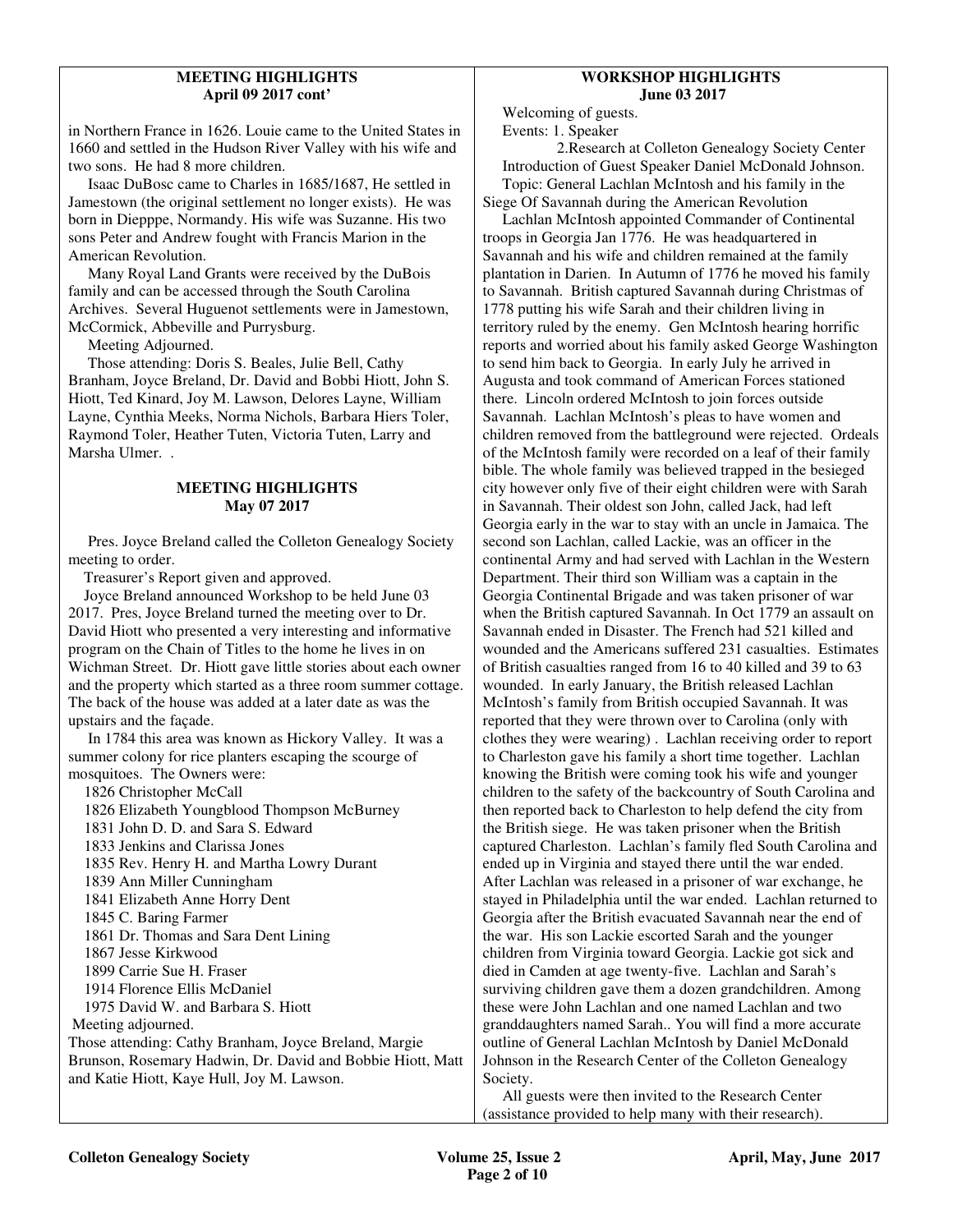**MEETING HIGHLIGHTS**
**April 09 2017 cont'**

in Northern France in 1626. Louie came to the United States in 1660 and settled in the Hudson River Valley with his wife and two sons. He had 8 more children.

Isaac DuBosc came to Charles in 1685/1687, He settled in Jamestown (the original settlement no longer exists). He was born in Diepppe, Normandy. His wife was Suzanne. His two sons Peter and Andrew fought with Francis Marion in the American Revolution.

Many Royal Land Grants were received by the DuBois family and can be accessed through the South Carolina Archives. Several Huguenot settlements were in Jamestown, McCormick, Abbeville and Purrysburg.

Meeting Adjourned.

Those attending: Doris S. Beales, Julie Bell, Cathy Branham, Joyce Breland, Dr. David and Bobbi Hiott, John S. Hiott, Ted Kinard, Joy M. Lawson, Delores Layne, William Layne, Cynthia Meeks, Norma Nichols, Barbara Hiers Toler, Raymond Toler, Heather Tuten, Victoria Tuten, Larry and Marsha Ulmer. .

**MEETING HIGHLIGHTS**
**May 07 2017**

Pres. Joyce Breland called the Colleton Genealogy Society meeting to order.

Treasurer's Report given and approved.

Joyce Breland announced Workshop to be held June 03 2017. Pres, Joyce Breland turned the meeting over to Dr. David Hiott who presented a very interesting and informative program on the Chain of Titles to the home he lives in on Wichman Street. Dr. Hiott gave little stories about each owner and the property which started as a three room summer cottage. The back of the house was added at a later date as was the upstairs and the façade.

In 1784 this area was known as Hickory Valley. It was a summer colony for rice planters escaping the scourge of mosquitoes. The Owners were:

1826 Christopher McCall
1826 Elizabeth Youngblood Thompson McBurney
1831 John D. D. and Sara S. Edward
1833 Jenkins and Clarissa Jones
1835 Rev. Henry H. and Martha Lowry Durant
1839 Ann Miller Cunningham
1841 Elizabeth Anne Horry Dent
1845 C. Baring Farmer
1861 Dr. Thomas and Sara Dent Lining
1867 Jesse Kirkwood
1899 Carrie Sue H. Fraser
1914 Florence Ellis McDaniel
1975 David W. and Barbara S. Hiott

Meeting adjourned.

Those attending: Cathy Branham, Joyce Breland, Margie Brunson, Rosemary Hadwin, Dr. David and Bobbie Hiott, Matt and Katie Hiott, Kaye Hull, Joy M. Lawson.

**WORKSHOP HIGHLIGHTS**
**June 03 2017**

Welcoming of guests.

Events: 1. Speaker
2.Research at Colleton Genealogy Society Center

Introduction of Guest Speaker Daniel McDonald Johnson.

Topic: General Lachlan McIntosh and his family in the Siege Of Savannah during the American Revolution

Lachlan McIntosh appointed Commander of Continental troops in Georgia Jan 1776. He was headquartered in Savannah and his wife and children remained at the family plantation in Darien. In Autumn of 1776 he moved his family to Savannah. British captured Savannah during Christmas of 1778 putting his wife Sarah and their children living in territory ruled by the enemy. Gen McIntosh hearing horrific reports and worried about his family asked George Washington to send him back to Georgia. In early July he arrived in Augusta and took command of American Forces stationed there. Lincoln ordered McIntosh to join forces outside Savannah. Lachlan McIntosh's pleas to have women and children removed from the battleground were rejected. Ordeals of the McIntosh family were recorded on a leaf of their family bible. The whole family was believed trapped in the besieged city however only five of their eight children were with Sarah in Savannah. Their oldest son John, called Jack, had left Georgia early in the war to stay with an uncle in Jamaica. The second son Lachlan, called Lackie, was an officer in the continental Army and had served with Lachlan in the Western Department. Their third son William was a captain in the Georgia Continental Brigade and was taken prisoner of war when the British captured Savannah. In Oct 1779 an assault on Savannah ended in Disaster. The French had 521 killed and wounded and the Americans suffered 231 casualties. Estimates of British casualties ranged from 16 to 40 killed and 39 to 63 wounded. In early January, the British released Lachlan McIntosh's family from British occupied Savannah. It was reported that they were thrown over to Carolina (only with clothes they were wearing) . Lachlan receiving order to report to Charleston gave his family a short time together. Lachlan knowing the British were coming took his wife and younger children to the safety of the backcountry of South Carolina and then reported back to Charleston to help defend the city from the British siege. He was taken prisoner when the British captured Charleston. Lachlan's family fled South Carolina and ended up in Virginia and stayed there until the war ended. After Lachlan was released in a prisoner of war exchange, he stayed in Philadelphia until the war ended. Lachlan returned to Georgia after the British evacuated Savannah near the end of the war. His son Lackie escorted Sarah and the younger children from Virginia toward Georgia. Lackie got sick and died in Camden at age twenty-five. Lachlan and Sarah's surviving children gave them a dozen grandchildren. Among these were John Lachlan and one named Lachlan and two granddaughters named Sarah.. You will find a more accurate outline of General Lachlan McIntosh by Daniel McDonald Johnson in the Research Center of the Colleton Genealogy Society.

All guests were then invited to the Research Center (assistance provided to help many with their research).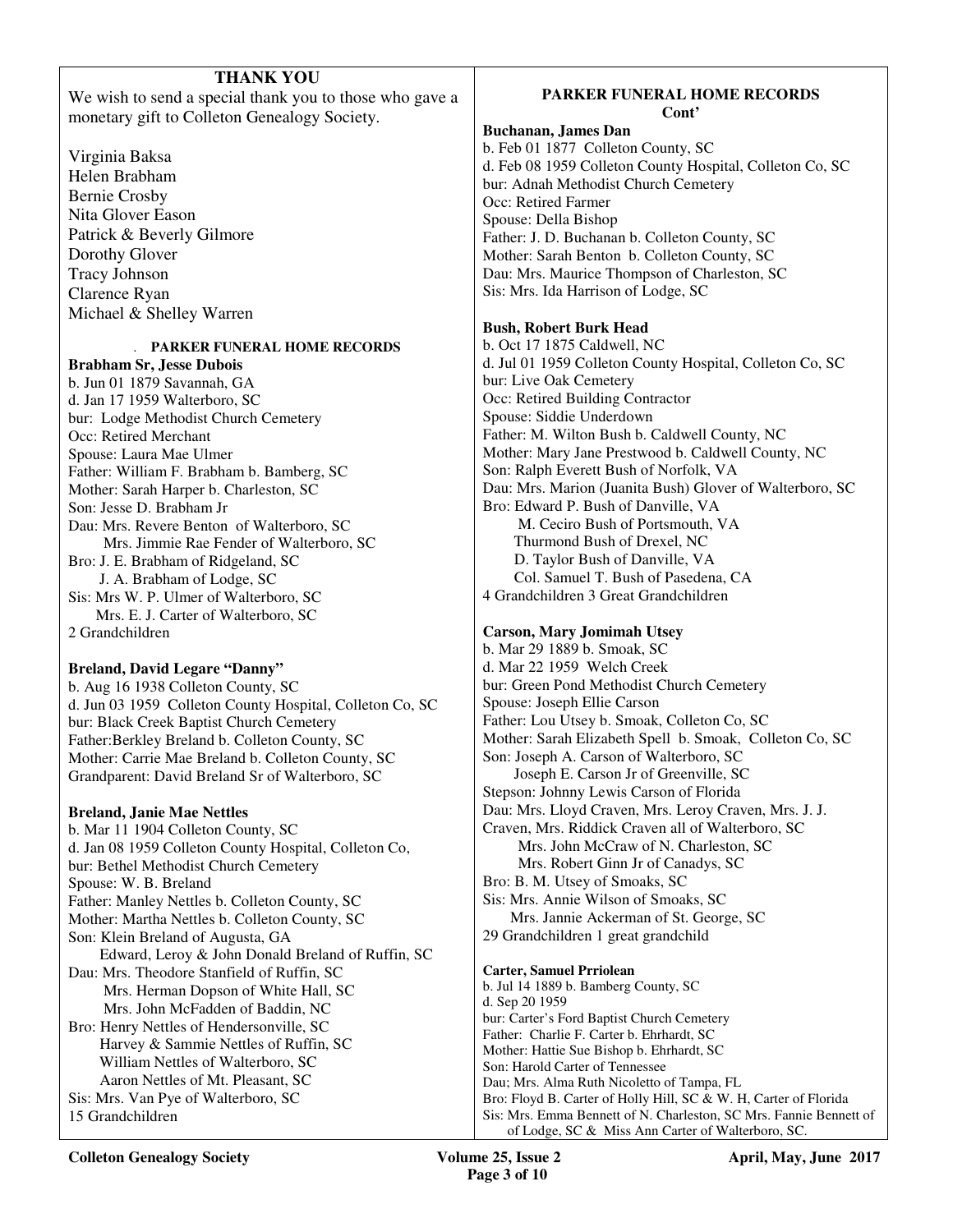## THANK YOU

We wish to send a special thank you to those who gave a monetary gift to Colleton Genealogy Society.

Virginia Baksa
Helen Brabham
Bernie Crosby
Nita Glover Eason
Patrick & Beverly Gilmore
Dorothy Glover
Tracy Johnson
Clarence Ryan
Michael & Shelley Warren

### PARKER FUNERAL HOME RECORDS

**Brabham Sr, Jesse Dubois**
b. Jun 01 1879 Savannah, GA
d. Jan 17 1959 Walterboro, SC
bur: Lodge Methodist Church Cemetery
Occ: Retired Merchant
Spouse: Laura Mae Ulmer
Father: William F. Brabham b. Bamberg, SC
Mother: Sarah Harper b. Charleston, SC
Son: Jesse D. Brabham Jr
Dau: Mrs. Revere Benton of Walterboro, SC
Mrs. Jimmie Rae Fender of Walterboro, SC
Bro: J. E. Brabham of Ridgeland, SC
J. A. Brabham of Lodge, SC
Sis: Mrs W. P. Ulmer of Walterboro, SC
Mrs. E. J. Carter of Walterboro, SC
2 Grandchildren

**Breland, David Legare "Danny"**
b. Aug 16 1938 Colleton County, SC
d. Jun 03 1959 Colleton County Hospital, Colleton Co, SC
bur: Black Creek Baptist Church Cemetery
Father:Berkley Breland b. Colleton County, SC
Mother: Carrie Mae Breland b. Colleton County, SC
Grandparent: David Breland Sr of Walterboro, SC

**Breland, Janie Mae Nettles**
b. Mar 11 1904 Colleton County, SC
d. Jan 08 1959 Colleton County Hospital, Colleton Co,
bur: Bethel Methodist Church Cemetery
Spouse: W. B. Breland
Father: Manley Nettles b. Colleton County, SC
Mother: Martha Nettles b. Colleton County, SC
Son: Klein Breland of Augusta, GA
Edward, Leroy & John Donald Breland of Ruffin, SC
Dau: Mrs. Theodore Stanfield of Ruffin, SC
Mrs. Herman Dopson of White Hall, SC
Mrs. John McFadden of Baddin, NC
Bro: Henry Nettles of Hendersonville, SC
Harvey & Sammie Nettles of Ruffin, SC
William Nettles of Walterboro, SC
Aaron Nettles of Mt. Pleasant, SC
Sis: Mrs. Van Pye of Walterboro, SC
15 Grandchildren

### PARKER FUNERAL HOME RECORDS Cont'

**Buchanan, James Dan**
b. Feb 01 1877 Colleton County, SC
d. Feb 08 1959 Colleton County Hospital, Colleton Co, SC
bur: Adnah Methodist Church Cemetery
Occ: Retired Farmer
Spouse: Della Bishop
Father: J. D. Buchanan b. Colleton County, SC
Mother: Sarah Benton b. Colleton County, SC
Dau: Mrs. Maurice Thompson of Charleston, SC
Sis: Mrs. Ida Harrison of Lodge, SC

**Bush, Robert Burk Head**
b. Oct 17 1875 Caldwell, NC
d. Jul 01 1959 Colleton County Hospital, Colleton Co, SC
bur: Live Oak Cemetery
Occ: Retired Building Contractor
Spouse: Siddie Underdown
Father: M. Wilton Bush b. Caldwell County, NC
Mother: Mary Jane Prestwood b. Caldwell County, NC
Son: Ralph Everett Bush of Norfolk, VA
Dau: Mrs. Marion (Juanita Bush) Glover of Walterboro, SC
Bro: Edward P. Bush of Danville, VA
M. Ceciro Bush of Portsmouth, VA
Thurmond Bush of Drexel, NC
D. Taylor Bush of Danville, VA
Col. Samuel T. Bush of Pasedena, CA
4 Grandchildren 3 Great Grandchildren

**Carson, Mary Jomimah Utsey**
b. Mar 29 1889 b. Smoak, SC
d. Mar 22 1959 Welch Creek
bur: Green Pond Methodist Church Cemetery
Spouse: Joseph Ellie Carson
Father: Lou Utsey b. Smoak, Colleton Co, SC
Mother: Sarah Elizabeth Spell b. Smoak, Colleton Co, SC
Son: Joseph A. Carson of Walterboro, SC
Joseph E. Carson Jr of Greenville, SC
Stepson: Johnny Lewis Carson of Florida
Dau: Mrs. Lloyd Craven, Mrs. Leroy Craven, Mrs. J. J. Craven, Mrs. Riddick Craven all of Walterboro, SC
Mrs. John McCraw of N. Charleston, SC
Mrs. Robert Ginn Jr of Canadys, SC
Bro: B. M. Utsey of Smoaks, SC
Sis: Mrs. Annie Wilson of Smoaks, SC
Mrs. Jannie Ackerman of St. George, SC
29 Grandchildren 1 great grandchild

**Carter, Samuel Prriolean**
b. Jul 14 1889 b. Bamberg County, SC
d. Sep 20 1959
bur: Carter's Ford Baptist Church Cemetery
Father: Charlie F. Carter b. Ehrhardt, SC
Mother: Hattie Sue Bishop b. Ehrhardt, SC
Son: Harold Carter of Tennessee
Dau; Mrs. Alma Ruth Nicoletto of Tampa, FL
Bro: Floyd B. Carter of Holly Hill, SC & W. H, Carter of Florida
Sis: Mrs. Emma Bennett of N. Charleston, SC Mrs. Fannie Bennett of of Lodge, SC & Miss Ann Carter of Walterboro, SC.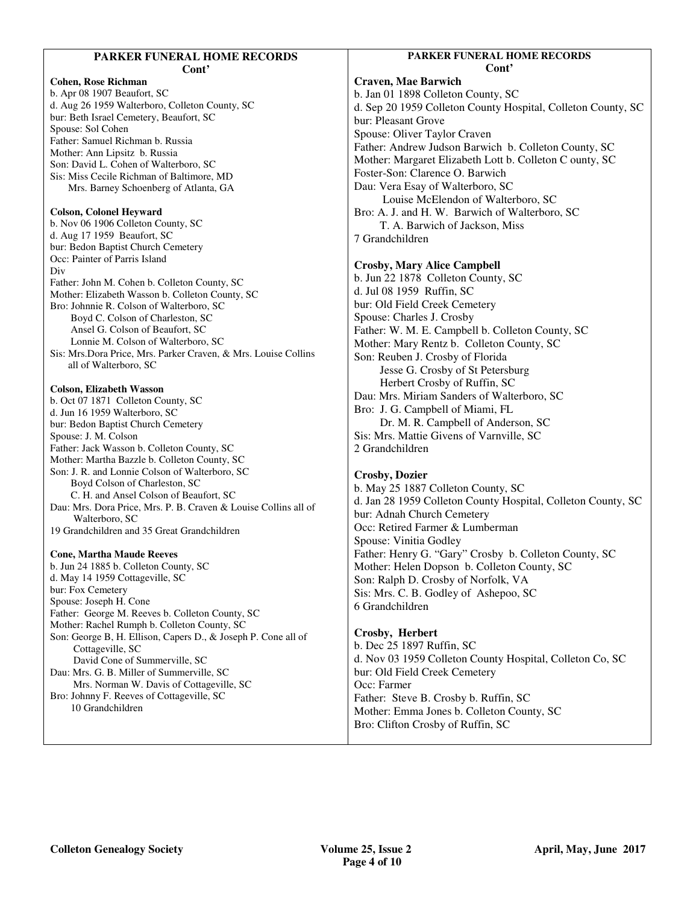## PARKER FUNERAL HOME RECORDS Cont'

**Cohen, Rose Richman**
b. Apr 08 1907 Beaufort, SC
d. Aug 26 1959 Walterboro, Colleton County, SC
bur: Beth Israel Cemetery, Beaufort, SC
Spouse: Sol Cohen
Father: Samuel Richman b. Russia
Mother: Ann Lipsitz b. Russia
Son: David L. Cohen of Walterboro, SC
Sis: Miss Cecile Richman of Baltimore, MD
Mrs. Barney Schoenberg of Atlanta, GA

**Colson, Colonel Heyward**
b. Nov 06 1906 Colleton County, SC
d. Aug 17 1959 Beaufort, SC
bur: Bedon Baptist Church Cemetery
Occ: Painter of Parris Island
Div
Father: John M. Cohen b. Colleton County, SC
Mother: Elizabeth Wasson b. Colleton County, SC
Bro: Johnnie R. Colson of Walterboro, SC
Boyd C. Colson of Charleston, SC
Ansel G. Colson of Beaufort, SC
Lonnie M. Colson of Walterboro, SC
Sis: Mrs.Dora Price, Mrs. Parker Craven, & Mrs. Louise Collins all of Walterboro, SC

**Colson, Elizabeth Wasson**
b. Oct 07 1871 Colleton County, SC
d. Jun 16 1959 Walterboro, SC
bur: Bedon Baptist Church Cemetery
Spouse: J. M. Colson
Father: Jack Wasson b. Colleton County, SC
Mother: Martha Bazzle b. Colleton County, SC
Son: J. R. and Lonnie Colson of Walterboro, SC
Boyd Colson of Charleston, SC
C. H. and Ansel Colson of Beaufort, SC
Dau: Mrs. Dora Price, Mrs. P. B. Craven & Louise Collins all of Walterboro, SC
19 Grandchildren and 35 Great Grandchildren

**Cone, Martha Maude Reeves**
b. Jun 24 1885 b. Colleton County, SC
d. May 14 1959 Cottageville, SC
bur: Fox Cemetery
Spouse: Joseph H. Cone
Father: George M. Reeves b. Colleton County, SC
Mother: Rachel Rumph b. Colleton County, SC
Son: George B, H. Ellison, Capers D., & Joseph P. Cone all of Cottageville, SC
David Cone of Summerville, SC
Dau: Mrs. G. B. Miller of Summerville, SC
Mrs. Norman W. Davis of Cottageville, SC
Bro: Johnny F. Reeves of Cottageville, SC
10 Grandchildren

**Craven, Mae Barwich**
b. Jan 01 1898 Colleton County, SC
d. Sep 20 1959 Colleton County Hospital, Colleton County, SC
bur: Pleasant Grove
Spouse: Oliver Taylor Craven
Father: Andrew Judson Barwich b. Colleton County, SC
Mother: Margaret Elizabeth Lott b. Colleton C ounty, SC
Foster-Son: Clarence O. Barwich
Dau: Vera Esay of Walterboro, SC
Louise McElendon of Walterboro, SC
Bro: A. J. and H. W. Barwich of Walterboro, SC
T. A. Barwich of Jackson, Miss
7 Grandchildren

**Crosby, Mary Alice Campbell**
b. Jun 22 1878 Colleton County, SC
d. Jul 08 1959 Ruffin, SC
bur: Old Field Creek Cemetery
Spouse: Charles J. Crosby
Father: W. M. E. Campbell b. Colleton County, SC
Mother: Mary Rentz b. Colleton County, SC
Son: Reuben J. Crosby of Florida
Jesse G. Crosby of St Petersburg
Herbert Crosby of Ruffin, SC
Dau: Mrs. Miriam Sanders of Walterboro, SC
Bro: J. G. Campbell of Miami, FL
Dr. M. R. Campbell of Anderson, SC
Sis: Mrs. Mattie Givens of Varnville, SC
2 Grandchildren

**Crosby, Dozier**
b. May 25 1887 Colleton County, SC
d. Jan 28 1959 Colleton County Hospital, Colleton County, SC
bur: Adnah Church Cemetery
Occ: Retired Farmer & Lumberman
Spouse: Vinitia Godley
Father: Henry G. "Gary" Crosby b. Colleton County, SC
Mother: Helen Dopson b. Colleton County, SC
Son: Ralph D. Crosby of Norfolk, VA
Sis: Mrs. C. B. Godley of Ashepoo, SC
6 Grandchildren

**Crosby, Herbert**
b. Dec 25 1897 Ruffin, SC
d. Nov 03 1959 Colleton County Hospital, Colleton Co, SC
bur: Old Field Creek Cemetery
Occ: Farmer
Father: Steve B. Crosby b. Ruffin, SC
Mother: Emma Jones b. Colleton County, SC
Bro: Clifton Crosby of Ruffin, SC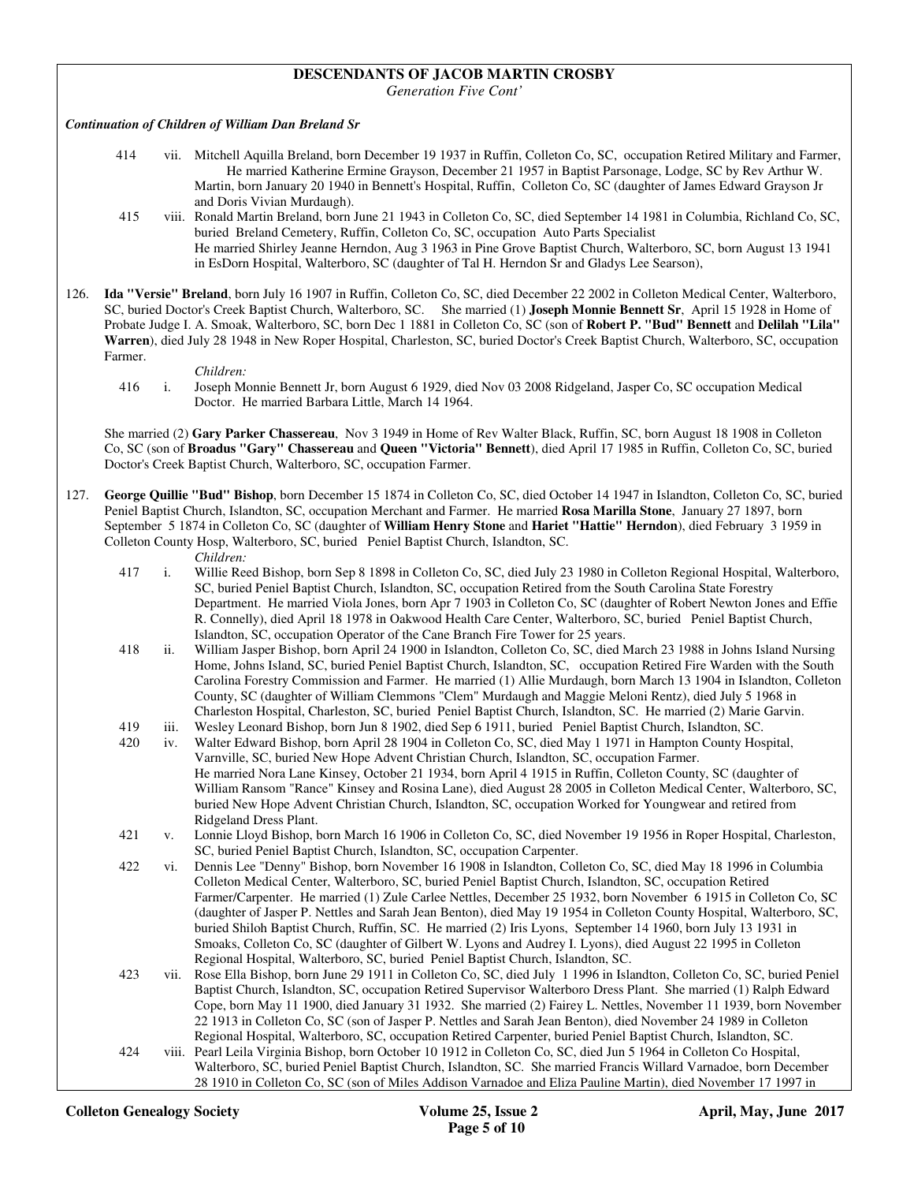## DESCENDANTS OF JACOB MARTIN CROSBY

*Generation Five Cont'*

***Continuation of Children of William Dan Breland Sr***

414 vii. Mitchell Aquilla Breland, born December 19 1937 in Ruffin, Colleton Co, SC, occupation Retired Military and Farmer, He married Katherine Ermine Grayson, December 21 1957 in Baptist Parsonage, Lodge, SC by Rev Arthur W. Martin, born January 20 1940 in Bennett's Hospital, Ruffin, Colleton Co, SC (daughter of James Edward Grayson Jr and Doris Vivian Murdaugh).

415 viii. Ronald Martin Breland, born June 21 1943 in Colleton Co, SC, died September 14 1981 in Columbia, Richland Co, SC, buried Breland Cemetery, Ruffin, Colleton Co, SC, occupation Auto Parts Specialist
He married Shirley Jeanne Herndon, Aug 3 1963 in Pine Grove Baptist Church, Walterboro, SC, born August 13 1941 in EsDorn Hospital, Walterboro, SC (daughter of Tal H. Herndon Sr and Gladys Lee Searson),

126. **Ida "Versie" Breland**, born July 16 1907 in Ruffin, Colleton Co, SC, died December 22 2002 in Colleton Medical Center, Walterboro, SC, buried Doctor's Creek Baptist Church, Walterboro, SC. She married (1) **Joseph Monnie Bennett Sr**, April 15 1928 in Home of Probate Judge I. A. Smoak, Walterboro, SC, born Dec 1 1881 in Colleton Co, SC (son of **Robert P. "Bud" Bennett** and **Delilah "Lila" Warren**), died July 28 1948 in New Roper Hospital, Charleston, SC, buried Doctor's Creek Baptist Church, Walterboro, SC, occupation Farmer.

*Children:*

416 i. Joseph Monnie Bennett Jr, born August 6 1929, died Nov 03 2008 Ridgeland, Jasper Co, SC occupation Medical Doctor. He married Barbara Little, March 14 1964.

She married (2) **Gary Parker Chassereau**, Nov 3 1949 in Home of Rev Walter Black, Ruffin, SC, born August 18 1908 in Colleton Co, SC (son of **Broadus "Gary" Chassereau** and **Queen "Victoria" Bennett**), died April 17 1985 in Ruffin, Colleton Co, SC, buried Doctor's Creek Baptist Church, Walterboro, SC, occupation Farmer.

127. **George Quillie "Bud" Bishop**, born December 15 1874 in Colleton Co, SC, died October 14 1947 in Islandton, Colleton Co, SC, buried Peniel Baptist Church, Islandton, SC, occupation Merchant and Farmer. He married **Rosa Marilla Stone**, January 27 1897, born September 5 1874 in Colleton Co, SC (daughter of **William Henry Stone** and **Hariet "Hattie" Herndon**), died February 3 1959 in Colleton County Hosp, Walterboro, SC, buried Peniel Baptist Church, Islandton, SC.

*Children:*

417 i. Willie Reed Bishop, born Sep 8 1898 in Colleton Co, SC, died July 23 1980 in Colleton Regional Hospital, Walterboro, SC, buried Peniel Baptist Church, Islandton, SC, occupation Retired from the South Carolina State Forestry Department. He married Viola Jones, born Apr 7 1903 in Colleton Co, SC (daughter of Robert Newton Jones and Effie R. Connelly), died April 18 1978 in Oakwood Health Care Center, Walterboro, SC, buried Peniel Baptist Church, Islandton, SC, occupation Operator of the Cane Branch Fire Tower for 25 years.

418 ii. William Jasper Bishop, born April 24 1900 in Islandton, Colleton Co, SC, died March 23 1988 in Johns Island Nursing Home, Johns Island, SC, buried Peniel Baptist Church, Islandton, SC, occupation Retired Fire Warden with the South Carolina Forestry Commission and Farmer. He married (1) Allie Murdaugh, born March 13 1904 in Islandton, Colleton County, SC (daughter of William Clemmons "Clem" Murdaugh and Maggie Meloni Rentz), died July 5 1968 in Charleston Hospital, Charleston, SC, buried Peniel Baptist Church, Islandton, SC. He married (2) Marie Garvin.

419 iii. Wesley Leonard Bishop, born Jun 8 1902, died Sep 6 1911, buried Peniel Baptist Church, Islandton, SC.

420 iv. Walter Edward Bishop, born April 28 1904 in Colleton Co, SC, died May 1 1971 in Hampton County Hospital, Varnville, SC, buried New Hope Advent Christian Church, Islandton, SC, occupation Farmer.
He married Nora Lane Kinsey, October 21 1934, born April 4 1915 in Ruffin, Colleton County, SC (daughter of William Ransom "Rance" Kinsey and Rosina Lane), died August 28 2005 in Colleton Medical Center, Walterboro, SC, buried New Hope Advent Christian Church, Islandton, SC, occupation Worked for Youngwear and retired from Ridgeland Dress Plant.

421 v. Lonnie Lloyd Bishop, born March 16 1906 in Colleton Co, SC, died November 19 1956 in Roper Hospital, Charleston, SC, buried Peniel Baptist Church, Islandton, SC, occupation Carpenter.

422 vi. Dennis Lee "Denny" Bishop, born November 16 1908 in Islandton, Colleton Co, SC, died May 18 1996 in Columbia Colleton Medical Center, Walterboro, SC, buried Peniel Baptist Church, Islandton, SC, occupation Retired Farmer/Carpenter. He married (1) Zule Carlee Nettles, December 25 1932, born November 6 1915 in Colleton Co, SC (daughter of Jasper P. Nettles and Sarah Jean Benton), died May 19 1954 in Colleton County Hospital, Walterboro, SC, buried Shiloh Baptist Church, Ruffin, SC. He married (2) Iris Lyons, September 14 1960, born July 13 1931 in Smoaks, Colleton Co, SC (daughter of Gilbert W. Lyons and Audrey I. Lyons), died August 22 1995 in Colleton Regional Hospital, Walterboro, SC, buried Peniel Baptist Church, Islandton, SC.

423 vii. Rose Ella Bishop, born June 29 1911 in Colleton Co, SC, died July 1 1996 in Islandton, Colleton Co, SC, buried Peniel Baptist Church, Islandton, SC, occupation Retired Supervisor Walterboro Dress Plant. She married (1) Ralph Edward Cope, born May 11 1900, died January 31 1932. She married (2) Fairey L. Nettles, November 11 1939, born November 22 1913 in Colleton Co, SC (son of Jasper P. Nettles and Sarah Jean Benton), died November 24 1989 in Colleton Regional Hospital, Walterboro, SC, occupation Retired Carpenter, buried Peniel Baptist Church, Islandton, SC.

424 viii. Pearl Leila Virginia Bishop, born October 10 1912 in Colleton Co, SC, died Jun 5 1964 in Colleton Co Hospital, Walterboro, SC, buried Peniel Baptist Church, Islandton, SC. She married Francis Willard Varnadoe, born December 28 1910 in Colleton Co, SC (son of Miles Addison Varnadoe and Eliza Pauline Martin), died November 17 1997 in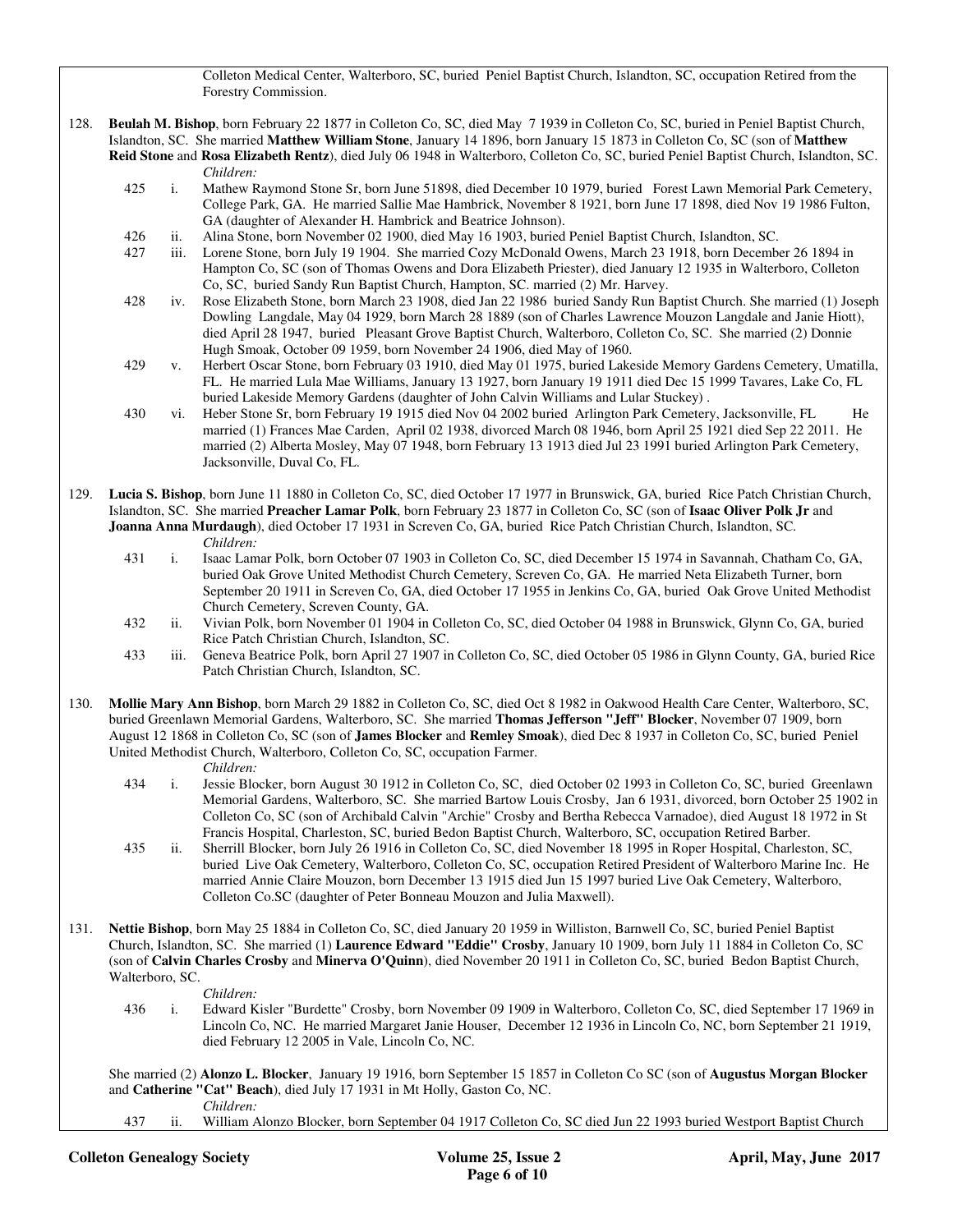Colleton Medical Center, Walterboro, SC, buried Peniel Baptist Church, Islandton, SC, occupation Retired from the Forestry Commission.

128. **Beulah M. Bishop**, born February 22 1877 in Colleton Co, SC, died May 7 1939 in Colleton Co, SC, buried in Peniel Baptist Church, Islandton, SC. She married **Matthew William Stone**, January 14 1896, born January 15 1873 in Colleton Co, SC (son of **Matthew Reid Stone** and **Rosa Elizabeth Rentz**), died July 06 1948 in Walterboro, Colleton Co, SC, buried Peniel Baptist Church, Islandton, SC.

*Children:*

425 i. Mathew Raymond Stone Sr, born June 51898, died December 10 1979, buried Forest Lawn Memorial Park Cemetery, College Park, GA. He married Sallie Mae Hambrick, November 8 1921, born June 17 1898, died Nov 19 1986 Fulton, GA (daughter of Alexander H. Hambrick and Beatrice Johnson).

426 ii. Alina Stone, born November 02 1900, died May 16 1903, buried Peniel Baptist Church, Islandton, SC.

427 iii. Lorene Stone, born July 19 1904. She married Cozy McDonald Owens, March 23 1918, born December 26 1894 in Hampton Co, SC (son of Thomas Owens and Dora Elizabeth Priester), died January 12 1935 in Walterboro, Colleton Co, SC, buried Sandy Run Baptist Church, Hampton, SC. married (2) Mr. Harvey.

428 iv. Rose Elizabeth Stone, born March 23 1908, died Jan 22 1986 buried Sandy Run Baptist Church. She married (1) Joseph Dowling Langdale, May 04 1929, born March 28 1889 (son of Charles Lawrence Mouzon Langdale and Janie Hiott), died April 28 1947, buried Pleasant Grove Baptist Church, Walterboro, Colleton Co, SC. She married (2) Donnie Hugh Smoak, October 09 1959, born November 24 1906, died May of 1960.

429 v. Herbert Oscar Stone, born February 03 1910, died May 01 1975, buried Lakeside Memory Gardens Cemetery, Umatilla, FL. He married Lula Mae Williams, January 13 1927, born January 19 1911 died Dec 15 1999 Tavares, Lake Co, FL buried Lakeside Memory Gardens (daughter of John Calvin Williams and Lular Stuckey) .

430 vi. Heber Stone Sr, born February 19 1915 died Nov 04 2002 buried Arlington Park Cemetery, Jacksonville, FL He married (1) Frances Mae Carden, April 02 1938, divorced March 08 1946, born April 25 1921 died Sep 22 2011. He married (2) Alberta Mosley, May 07 1948, born February 13 1913 died Jul 23 1991 buried Arlington Park Cemetery, Jacksonville, Duval Co, FL.

129. **Lucia S. Bishop**, born June 11 1880 in Colleton Co, SC, died October 17 1977 in Brunswick, GA, buried Rice Patch Christian Church, Islandton, SC. She married **Preacher Lamar Polk**, born February 23 1877 in Colleton Co, SC (son of **Isaac Oliver Polk Jr** and **Joanna Anna Murdaugh**), died October 17 1931 in Screven Co, GA, buried Rice Patch Christian Church, Islandton, SC.

*Children:*

431 i. Isaac Lamar Polk, born October 07 1903 in Colleton Co, SC, died December 15 1974 in Savannah, Chatham Co, GA, buried Oak Grove United Methodist Church Cemetery, Screven Co, GA. He married Neta Elizabeth Turner, born September 20 1911 in Screven Co, GA, died October 17 1955 in Jenkins Co, GA, buried Oak Grove United Methodist Church Cemetery, Screven County, GA.

432 ii. Vivian Polk, born November 01 1904 in Colleton Co, SC, died October 04 1988 in Brunswick, Glynn Co, GA, buried Rice Patch Christian Church, Islandton, SC.

433 iii. Geneva Beatrice Polk, born April 27 1907 in Colleton Co, SC, died October 05 1986 in Glynn County, GA, buried Rice Patch Christian Church, Islandton, SC.

130. **Mollie Mary Ann Bishop**, born March 29 1882 in Colleton Co, SC, died Oct 8 1982 in Oakwood Health Care Center, Walterboro, SC, buried Greenlawn Memorial Gardens, Walterboro, SC. She married **Thomas Jefferson "Jeff" Blocker**, November 07 1909, born August 12 1868 in Colleton Co, SC (son of **James Blocker** and **Remley Smoak**), died Dec 8 1937 in Colleton Co, SC, buried Peniel United Methodist Church, Walterboro, Colleton Co, SC, occupation Farmer.

*Children:*

434 i. Jessie Blocker, born August 30 1912 in Colleton Co, SC, died October 02 1993 in Colleton Co, SC, buried Greenlawn Memorial Gardens, Walterboro, SC. She married Bartow Louis Crosby, Jan 6 1931, divorced, born October 25 1902 in Colleton Co, SC (son of Archibald Calvin "Archie" Crosby and Bertha Rebecca Varnadoe), died August 18 1972 in St Francis Hospital, Charleston, SC, buried Bedon Baptist Church, Walterboro, SC, occupation Retired Barber.

435 ii. Sherrill Blocker, born July 26 1916 in Colleton Co, SC, died November 18 1995 in Roper Hospital, Charleston, SC, buried Live Oak Cemetery, Walterboro, Colleton Co, SC, occupation Retired President of Walterboro Marine Inc. He married Annie Claire Mouzon, born December 13 1915 died Jun 15 1997 buried Live Oak Cemetery, Walterboro, Colleton Co.SC (daughter of Peter Bonneau Mouzon and Julia Maxwell).

131. **Nettie Bishop**, born May 25 1884 in Colleton Co, SC, died January 20 1959 in Williston, Barnwell Co, SC, buried Peniel Baptist Church, Islandton, SC. She married (1) **Laurence Edward "Eddie" Crosby**, January 10 1909, born July 11 1884 in Colleton Co, SC (son of **Calvin Charles Crosby** and **Minerva O'Quinn**), died November 20 1911 in Colleton Co, SC, buried Bedon Baptist Church, Walterboro, SC.

*Children:*

436 i. Edward Kisler "Burdette" Crosby, born November 09 1909 in Walterboro, Colleton Co, SC, died September 17 1969 in Lincoln Co, NC. He married Margaret Janie Houser, December 12 1936 in Lincoln Co, NC, born September 21 1919, died February 12 2005 in Vale, Lincoln Co, NC.

She married (2) **Alonzo L. Blocker**, January 19 1916, born September 15 1857 in Colleton Co SC (son of **Augustus Morgan Blocker** and **Catherine "Cat" Beach**), died July 17 1931 in Mt Holly, Gaston Co, NC.

*Children:*

437 ii. William Alonzo Blocker, born September 04 1917 Colleton Co, SC died Jun 22 1993 buried Westport Baptist Church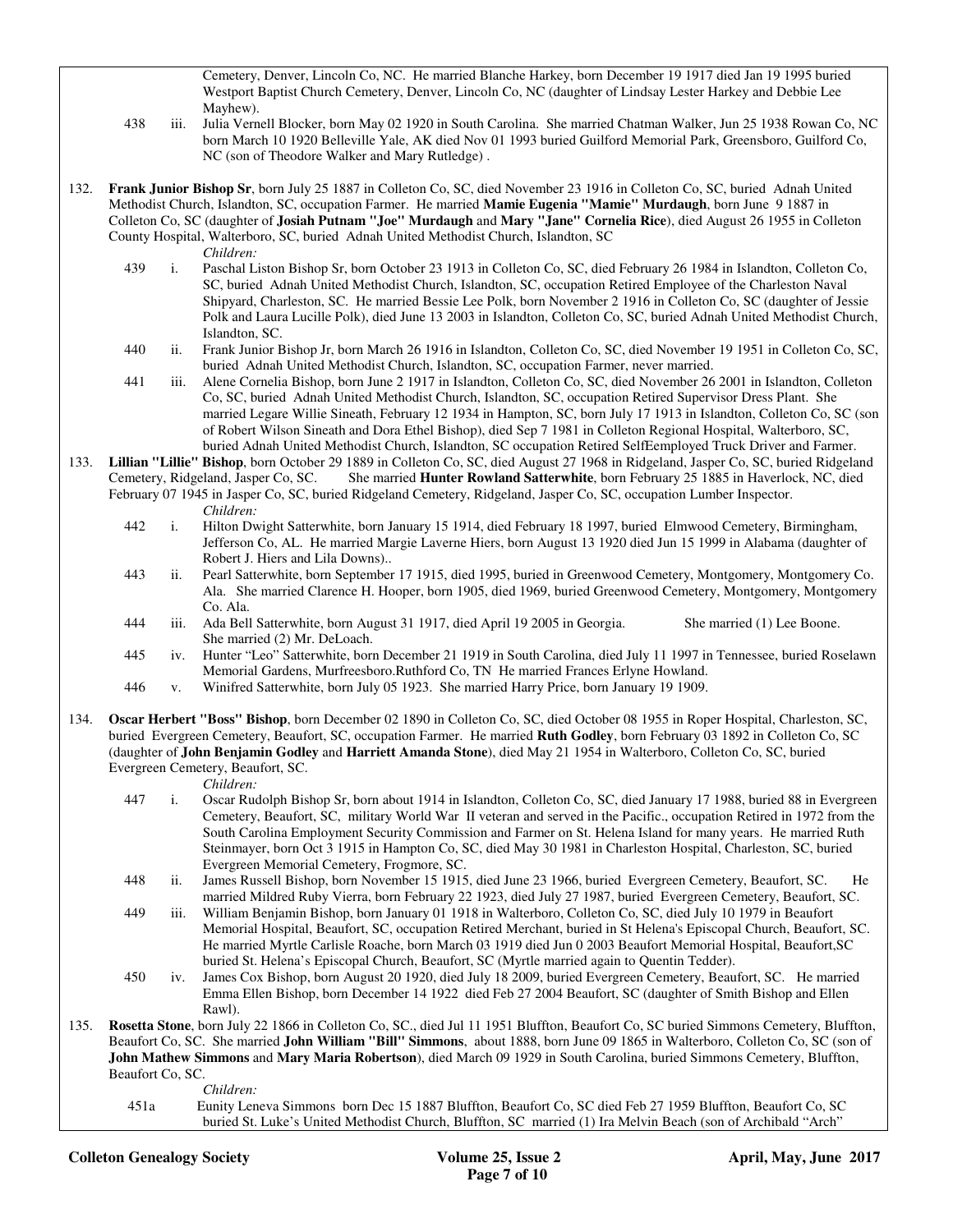Cemetery, Denver, Lincoln Co, NC. He married Blanche Harkey, born December 19 1917 died Jan 19 1995 buried Westport Baptist Church Cemetery, Denver, Lincoln Co, NC (daughter of Lindsay Lester Harkey and Debbie Lee Mayhew).

438 iii. Julia Vernell Blocker, born May 02 1920 in South Carolina. She married Chatman Walker, Jun 25 1938 Rowan Co, NC born March 10 1920 Belleville Yale, AK died Nov 01 1993 buried Guilford Memorial Park, Greensboro, Guilford Co, NC (son of Theodore Walker and Mary Rutledge) .

132. **Frank Junior Bishop Sr**, born July 25 1887 in Colleton Co, SC, died November 23 1916 in Colleton Co, SC, buried Adnah United Methodist Church, Islandton, SC, occupation Farmer. He married **Mamie Eugenia "Mamie" Murdaugh**, born June 9 1887 in Colleton Co, SC (daughter of **Josiah Putnam "Joe" Murdaugh** and **Mary "Jane" Cornelia Rice**), died August 26 1955 in Colleton County Hospital, Walterboro, SC, buried Adnah United Methodist Church, Islandton, SC

*Children:*

439 i. Paschal Liston Bishop Sr, born October 23 1913 in Colleton Co, SC, died February 26 1984 in Islandton, Colleton Co, SC, buried Adnah United Methodist Church, Islandton, SC, occupation Retired Employee of the Charleston Naval Shipyard, Charleston, SC. He married Bessie Lee Polk, born November 2 1916 in Colleton Co, SC (daughter of Jessie Polk and Laura Lucille Polk), died June 13 2003 in Islandton, Colleton Co, SC, buried Adnah United Methodist Church, Islandton, SC.

440 ii. Frank Junior Bishop Jr, born March 26 1916 in Islandton, Colleton Co, SC, died November 19 1951 in Colleton Co, SC, buried Adnah United Methodist Church, Islandton, SC, occupation Farmer, never married.

441 iii. Alene Cornelia Bishop, born June 2 1917 in Islandton, Colleton Co, SC, died November 26 2001 in Islandton, Colleton Co, SC, buried Adnah United Methodist Church, Islandton, SC, occupation Retired Supervisor Dress Plant. She married Legare Willie Sineath, February 12 1934 in Hampton, SC, born July 17 1913 in Islandton, Colleton Co, SC (son of Robert Wilson Sineath and Dora Ethel Bishop), died Sep 7 1981 in Colleton Regional Hospital, Walterboro, SC, buried Adnah United Methodist Church, Islandton, SC occupation Retired SelfEemployed Truck Driver and Farmer.

133. **Lillian "Lillie" Bishop**, born October 29 1889 in Colleton Co, SC, died August 27 1968 in Ridgeland, Jasper Co, SC, buried Ridgeland Cemetery, Ridgeland, Jasper Co, SC. She married **Hunter Rowland Satterwhite**, born February 25 1885 in Haverlock, NC, died February 07 1945 in Jasper Co, SC, buried Ridgeland Cemetery, Ridgeland, Jasper Co, SC, occupation Lumber Inspector.

*Children:*

442 i. Hilton Dwight Satterwhite, born January 15 1914, died February 18 1997, buried Elmwood Cemetery, Birmingham, Jefferson Co, AL. He married Margie Laverne Hiers, born August 13 1920 died Jun 15 1999 in Alabama (daughter of Robert J. Hiers and Lila Downs)..

443 ii. Pearl Satterwhite, born September 17 1915, died 1995, buried in Greenwood Cemetery, Montgomery, Montgomery Co. Ala. She married Clarence H. Hooper, born 1905, died 1969, buried Greenwood Cemetery, Montgomery, Montgomery Co. Ala.

444 iii. Ada Bell Satterwhite, born August 31 1917, died April 19 2005 in Georgia. She married (1) Lee Boone. She married (2) Mr. DeLoach.

445 iv. Hunter "Leo" Satterwhite, born December 21 1919 in South Carolina, died July 11 1997 in Tennessee, buried Roselawn Memorial Gardens, Murfreesboro.Ruthford Co, TN He married Frances Erlyne Howland.

446 v. Winifred Satterwhite, born July 05 1923. She married Harry Price, born January 19 1909.

134. **Oscar Herbert "Boss" Bishop**, born December 02 1890 in Colleton Co, SC, died October 08 1955 in Roper Hospital, Charleston, SC, buried Evergreen Cemetery, Beaufort, SC, occupation Farmer. He married **Ruth Godley**, born February 03 1892 in Colleton Co, SC (daughter of **John Benjamin Godley** and **Harriett Amanda Stone**), died May 21 1954 in Walterboro, Colleton Co, SC, buried Evergreen Cemetery, Beaufort, SC.

*Children:*

447 i. Oscar Rudolph Bishop Sr, born about 1914 in Islandton, Colleton Co, SC, died January 17 1988, buried 88 in Evergreen Cemetery, Beaufort, SC, military World War II veteran and served in the Pacific., occupation Retired in 1972 from the South Carolina Employment Security Commission and Farmer on St. Helena Island for many years. He married Ruth Steinmayer, born Oct 3 1915 in Hampton Co, SC, died May 30 1981 in Charleston Hospital, Charleston, SC, buried Evergreen Memorial Cemetery, Frogmore, SC.

448 ii. James Russell Bishop, born November 15 1915, died June 23 1966, buried Evergreen Cemetery, Beaufort, SC. He married Mildred Ruby Vierra, born February 22 1923, died July 27 1987, buried Evergreen Cemetery, Beaufort, SC.

449 iii. William Benjamin Bishop, born January 01 1918 in Walterboro, Colleton Co, SC, died July 10 1979 in Beaufort Memorial Hospital, Beaufort, SC, occupation Retired Merchant, buried in St Helena's Episcopal Church, Beaufort, SC. He married Myrtle Carlisle Roache, born March 03 1919 died Jun 0 2003 Beaufort Memorial Hospital, Beaufort,SC buried St. Helena's Episcopal Church, Beaufort, SC (Myrtle married again to Quentin Tedder).

450 iv. James Cox Bishop, born August 20 1920, died July 18 2009, buried Evergreen Cemetery, Beaufort, SC. He married Emma Ellen Bishop, born December 14 1922 died Feb 27 2004 Beaufort, SC (daughter of Smith Bishop and Ellen Rawl).

135. **Rosetta Stone**, born July 22 1866 in Colleton Co, SC., died Jul 11 1951 Bluffton, Beaufort Co, SC buried Simmons Cemetery, Bluffton, Beaufort Co, SC. She married **John William "Bill" Simmons**, about 1888, born June 09 1865 in Walterboro, Colleton Co, SC (son of **John Mathew Simmons** and **Mary Maria Robertson**), died March 09 1929 in South Carolina, buried Simmons Cemetery, Bluffton, Beaufort Co, SC.

*Children:*

451a Eunity Leneva Simmons born Dec 15 1887 Bluffton, Beaufort Co, SC died Feb 27 1959 Bluffton, Beaufort Co, SC buried St. Luke's United Methodist Church, Bluffton, SC married (1) Ira Melvin Beach (son of Archibald "Arch"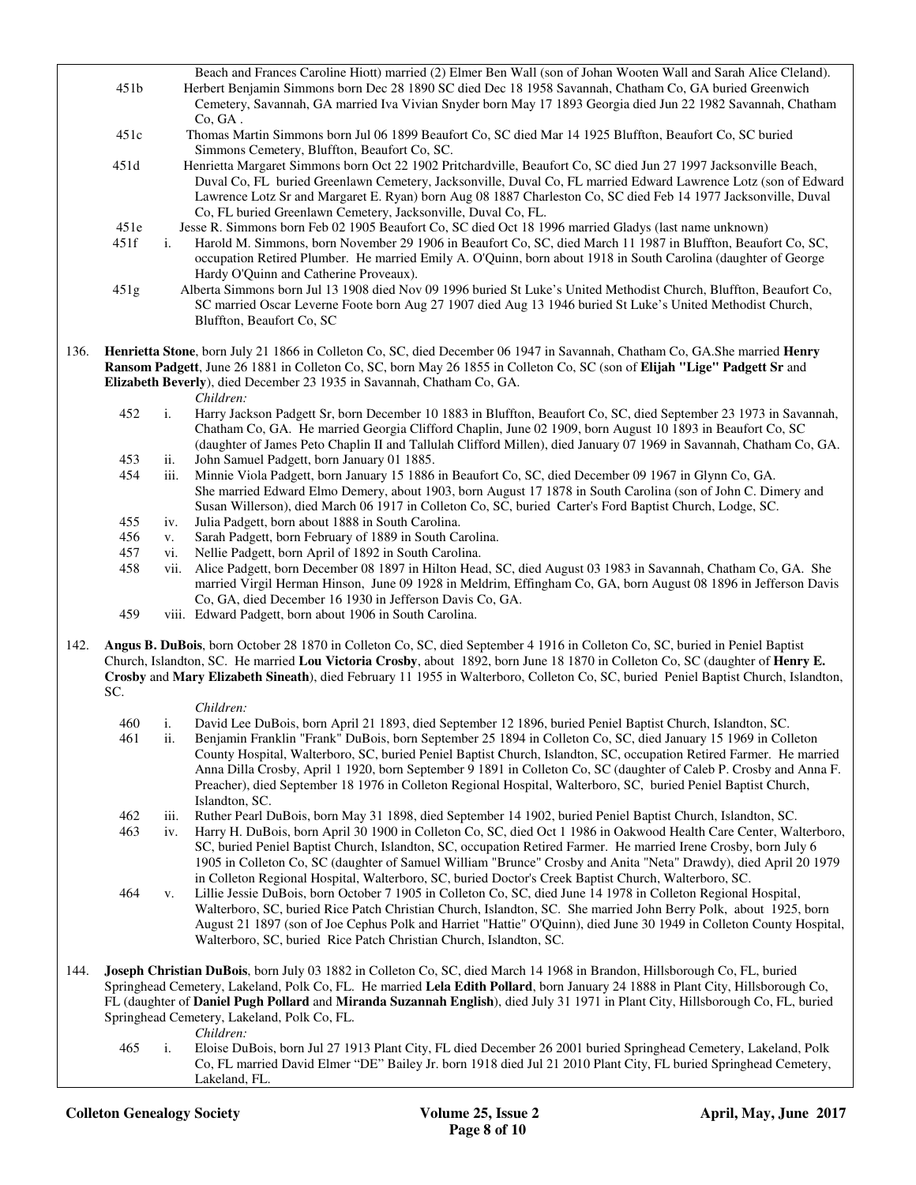Beach and Frances Caroline Hiott) married (2) Elmer Ben Wall (son of Johan Wooten Wall and Sarah Alice Cleland).

451b Herbert Benjamin Simmons born Dec 28 1890 SC died Dec 18 1958 Savannah, Chatham Co, GA buried Greenwich Cemetery, Savannah, GA married Iva Vivian Snyder born May 17 1893 Georgia died Jun 22 1982 Savannah, Chatham Co, GA .

451c Thomas Martin Simmons born Jul 06 1899 Beaufort Co, SC died Mar 14 1925 Bluffton, Beaufort Co, SC buried Simmons Cemetery, Bluffton, Beaufort Co, SC.

451d Henrietta Margaret Simmons born Oct 22 1902 Pritchardville, Beaufort Co, SC died Jun 27 1997 Jacksonville Beach, Duval Co, FL buried Greenlawn Cemetery, Jacksonville, Duval Co, FL married Edward Lawrence Lotz (son of Edward Lawrence Lotz Sr and Margaret E. Ryan) born Aug 08 1887 Charleston Co, SC died Feb 14 1977 Jacksonville, Duval Co, FL buried Greenlawn Cemetery, Jacksonville, Duval Co, FL.

451e Jesse R. Simmons born Feb 02 1905 Beaufort Co, SC died Oct 18 1996 married Gladys (last name unknown)

451f i. Harold M. Simmons, born November 29 1906 in Beaufort Co, SC, died March 11 1987 in Bluffton, Beaufort Co, SC, occupation Retired Plumber. He married Emily A. O'Quinn, born about 1918 in South Carolina (daughter of George Hardy O'Quinn and Catherine Proveaux).

451g Alberta Simmons born Jul 13 1908 died Nov 09 1996 buried St Luke's United Methodist Church, Bluffton, Beaufort Co, SC married Oscar Leverne Foote born Aug 27 1907 died Aug 13 1946 buried St Luke's United Methodist Church, Bluffton, Beaufort Co, SC

136. **Henrietta Stone**, born July 21 1866 in Colleton Co, SC, died December 06 1947 in Savannah, Chatham Co, GA.She married **Henry Ransom Padgett**, June 26 1881 in Colleton Co, SC, born May 26 1855 in Colleton Co, SC (son of **Elijah "Lige" Padgett Sr** and **Elizabeth Beverly**), died December 23 1935 in Savannah, Chatham Co, GA.

*Children:*

452 i. Harry Jackson Padgett Sr, born December 10 1883 in Bluffton, Beaufort Co, SC, died September 23 1973 in Savannah, Chatham Co, GA. He married Georgia Clifford Chaplin, June 02 1909, born August 10 1893 in Beaufort Co, SC (daughter of James Peto Chaplin II and Tallulah Clifford Millen), died January 07 1969 in Savannah, Chatham Co, GA.

453 ii. John Samuel Padgett, born January 01 1885.

454 iii. Minnie Viola Padgett, born January 15 1886 in Beaufort Co, SC, died December 09 1967 in Glynn Co, GA. She married Edward Elmo Demery, about 1903, born August 17 1878 in South Carolina (son of John C. Dimery and Susan Willerson), died March 06 1917 in Colleton Co, SC, buried Carter's Ford Baptist Church, Lodge, SC.

455 iv. Julia Padgett, born about 1888 in South Carolina.

456 v. Sarah Padgett, born February of 1889 in South Carolina.

457 vi. Nellie Padgett, born April of 1892 in South Carolina.

458 vii. Alice Padgett, born December 08 1897 in Hilton Head, SC, died August 03 1983 in Savannah, Chatham Co, GA. She married Virgil Herman Hinson, June 09 1928 in Meldrim, Effingham Co, GA, born August 08 1896 in Jefferson Davis Co, GA, died December 16 1930 in Jefferson Davis Co, GA.

459 viii. Edward Padgett, born about 1906 in South Carolina.

142. **Angus B. DuBois**, born October 28 1870 in Colleton Co, SC, died September 4 1916 in Colleton Co, SC, buried in Peniel Baptist Church, Islandton, SC. He married **Lou Victoria Crosby**, about 1892, born June 18 1870 in Colleton Co, SC (daughter of **Henry E. Crosby** and **Mary Elizabeth Sineath**), died February 11 1955 in Walterboro, Colleton Co, SC, buried Peniel Baptist Church, Islandton, SC.

*Children:*

460 i. David Lee DuBois, born April 21 1893, died September 12 1896, buried Peniel Baptist Church, Islandton, SC.

461 ii. Benjamin Franklin "Frank" DuBois, born September 25 1894 in Colleton Co, SC, died January 15 1969 in Colleton County Hospital, Walterboro, SC, buried Peniel Baptist Church, Islandton, SC, occupation Retired Farmer. He married Anna Dilla Crosby, April 1 1920, born September 9 1891 in Colleton Co, SC (daughter of Caleb P. Crosby and Anna F. Preacher), died September 18 1976 in Colleton Regional Hospital, Walterboro, SC, buried Peniel Baptist Church, Islandton, SC.

462 iii. Ruther Pearl DuBois, born May 31 1898, died September 14 1902, buried Peniel Baptist Church, Islandton, SC.

463 iv. Harry H. DuBois, born April 30 1900 in Colleton Co, SC, died Oct 1 1986 in Oakwood Health Care Center, Walterboro, SC, buried Peniel Baptist Church, Islandton, SC, occupation Retired Farmer. He married Irene Crosby, born July 6 1905 in Colleton Co, SC (daughter of Samuel William "Brunce" Crosby and Anita "Neta" Drawdy), died April 20 1979 in Colleton Regional Hospital, Walterboro, SC, buried Doctor's Creek Baptist Church, Walterboro, SC.

464 v. Lillie Jessie DuBois, born October 7 1905 in Colleton Co, SC, died June 14 1978 in Colleton Regional Hospital, Walterboro, SC, buried Rice Patch Christian Church, Islandton, SC. She married John Berry Polk, about 1925, born August 21 1897 (son of Joe Cephus Polk and Harriet "Hattie" O'Quinn), died June 30 1949 in Colleton County Hospital, Walterboro, SC, buried Rice Patch Christian Church, Islandton, SC.

144. **Joseph Christian DuBois**, born July 03 1882 in Colleton Co, SC, died March 14 1968 in Brandon, Hillsborough Co, FL, buried Springhead Cemetery, Lakeland, Polk Co, FL. He married **Lela Edith Pollard**, born January 24 1888 in Plant City, Hillsborough Co, FL (daughter of **Daniel Pugh Pollard** and **Miranda Suzannah English**), died July 31 1971 in Plant City, Hillsborough Co, FL, buried Springhead Cemetery, Lakeland, Polk Co, FL.

*Children:*

465 i. Eloise DuBois, born Jul 27 1913 Plant City, FL died December 26 2001 buried Springhead Cemetery, Lakeland, Polk Co, FL married David Elmer "DE" Bailey Jr. born 1918 died Jul 21 2010 Plant City, FL buried Springhead Cemetery, Lakeland, FL.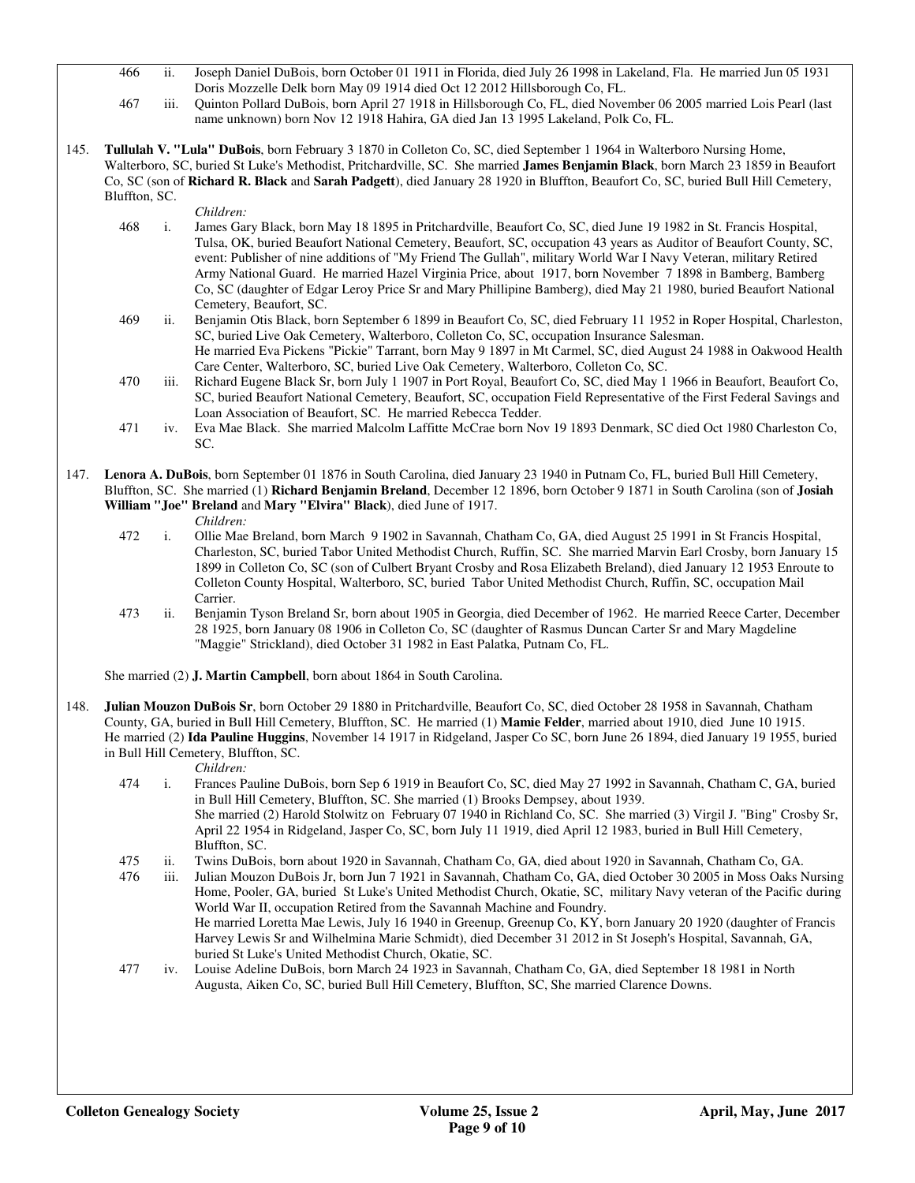466 ii. Joseph Daniel DuBois, born October 01 1911 in Florida, died July 26 1998 in Lakeland, Fla. He married Jun 05 1931 Doris Mozzelle Delk born May 09 1914 died Oct 12 2012 Hillsborough Co, FL.

467 iii. Quinton Pollard DuBois, born April 27 1918 in Hillsborough Co, FL, died November 06 2005 married Lois Pearl (last name unknown) born Nov 12 1918 Hahira, GA died Jan 13 1995 Lakeland, Polk Co, FL.

145. **Tullulah V. "Lula" DuBois**, born February 3 1870 in Colleton Co, SC, died September 1 1964 in Walterboro Nursing Home, Walterboro, SC, buried St Luke's Methodist, Pritchardville, SC. She married **James Benjamin Black**, born March 23 1859 in Beaufort Co, SC (son of **Richard R. Black** and **Sarah Padgett**), died January 28 1920 in Bluffton, Beaufort Co, SC, buried Bull Hill Cemetery, Bluffton, SC.

*Children:*

468 i. James Gary Black, born May 18 1895 in Pritchardville, Beaufort Co, SC, died June 19 1982 in St. Francis Hospital, Tulsa, OK, buried Beaufort National Cemetery, Beaufort, SC, occupation 43 years as Auditor of Beaufort County, SC, event: Publisher of nine additions of "My Friend The Gullah", military World War I Navy Veteran, military Retired Army National Guard. He married Hazel Virginia Price, about 1917, born November 7 1898 in Bamberg, Bamberg Co, SC (daughter of Edgar Leroy Price Sr and Mary Phillipine Bamberg), died May 21 1980, buried Beaufort National Cemetery, Beaufort, SC.

469 ii. Benjamin Otis Black, born September 6 1899 in Beaufort Co, SC, died February 11 1952 in Roper Hospital, Charleston, SC, buried Live Oak Cemetery, Walterboro, Colleton Co, SC, occupation Insurance Salesman.
He married Eva Pickens "Pickie" Tarrant, born May 9 1897 in Mt Carmel, SC, died August 24 1988 in Oakwood Health Care Center, Walterboro, SC, buried Live Oak Cemetery, Walterboro, Colleton Co, SC.

470 iii. Richard Eugene Black Sr, born July 1 1907 in Port Royal, Beaufort Co, SC, died May 1 1966 in Beaufort, Beaufort Co, SC, buried Beaufort National Cemetery, Beaufort, SC, occupation Field Representative of the First Federal Savings and Loan Association of Beaufort, SC. He married Rebecca Tedder.

471 iv. Eva Mae Black. She married Malcolm Laffitte McCrae born Nov 19 1893 Denmark, SC died Oct 1980 Charleston Co, SC.

147. **Lenora A. DuBois**, born September 01 1876 in South Carolina, died January 23 1940 in Putnam Co, FL, buried Bull Hill Cemetery, Bluffton, SC. She married (1) **Richard Benjamin Breland**, December 12 1896, born October 9 1871 in South Carolina (son of **Josiah William "Joe" Breland** and **Mary "Elvira" Black**), died June of 1917.

*Children:*

472 i. Ollie Mae Breland, born March 9 1902 in Savannah, Chatham Co, GA, died August 25 1991 in St Francis Hospital, Charleston, SC, buried Tabor United Methodist Church, Ruffin, SC. She married Marvin Earl Crosby, born January 15 1899 in Colleton Co, SC (son of Culbert Bryant Crosby and Rosa Elizabeth Breland), died January 12 1953 Enroute to Colleton County Hospital, Walterboro, SC, buried Tabor United Methodist Church, Ruffin, SC, occupation Mail Carrier.

473 ii. Benjamin Tyson Breland Sr, born about 1905 in Georgia, died December of 1962. He married Reece Carter, December 28 1925, born January 08 1906 in Colleton Co, SC (daughter of Rasmus Duncan Carter Sr and Mary Magdeline "Maggie" Strickland), died October 31 1982 in East Palatka, Putnam Co, FL.

She married (2) **J. Martin Campbell**, born about 1864 in South Carolina.

148. **Julian Mouzon DuBois Sr**, born October 29 1880 in Pritchardville, Beaufort Co, SC, died October 28 1958 in Savannah, Chatham County, GA, buried in Bull Hill Cemetery, Bluffton, SC. He married (1) **Mamie Felder**, married about 1910, died June 10 1915. He married (2) **Ida Pauline Huggins**, November 14 1917 in Ridgeland, Jasper Co SC, born June 26 1894, died January 19 1955, buried in Bull Hill Cemetery, Bluffton, SC.

*Children:*

474 i. Frances Pauline DuBois, born Sep 6 1919 in Beaufort Co, SC, died May 27 1992 in Savannah, Chatham C, GA, buried in Bull Hill Cemetery, Bluffton, SC. She married (1) Brooks Dempsey, about 1939.
She married (2) Harold Stolwitz on February 07 1940 in Richland Co, SC. She married (3) Virgil J. "Bing" Crosby Sr, April 22 1954 in Ridgeland, Jasper Co, SC, born July 11 1919, died April 12 1983, buried in Bull Hill Cemetery, Bluffton, SC.

475 ii. Twins DuBois, born about 1920 in Savannah, Chatham Co, GA, died about 1920 in Savannah, Chatham Co, GA.

476 iii. Julian Mouzon DuBois Jr, born Jun 7 1921 in Savannah, Chatham Co, GA, died October 30 2005 in Moss Oaks Nursing Home, Pooler, GA, buried St Luke's United Methodist Church, Okatie, SC, military Navy veteran of the Pacific during World War II, occupation Retired from the Savannah Machine and Foundry.
He married Loretta Mae Lewis, July 16 1940 in Greenup, Greenup Co, KY, born January 20 1920 (daughter of Francis Harvey Lewis Sr and Wilhelmina Marie Schmidt), died December 31 2012 in St Joseph's Hospital, Savannah, GA, buried St Luke's United Methodist Church, Okatie, SC.

477 iv. Louise Adeline DuBois, born March 24 1923 in Savannah, Chatham Co, GA, died September 18 1981 in North Augusta, Aiken Co, SC, buried Bull Hill Cemetery, Bluffton, SC, She married Clarence Downs.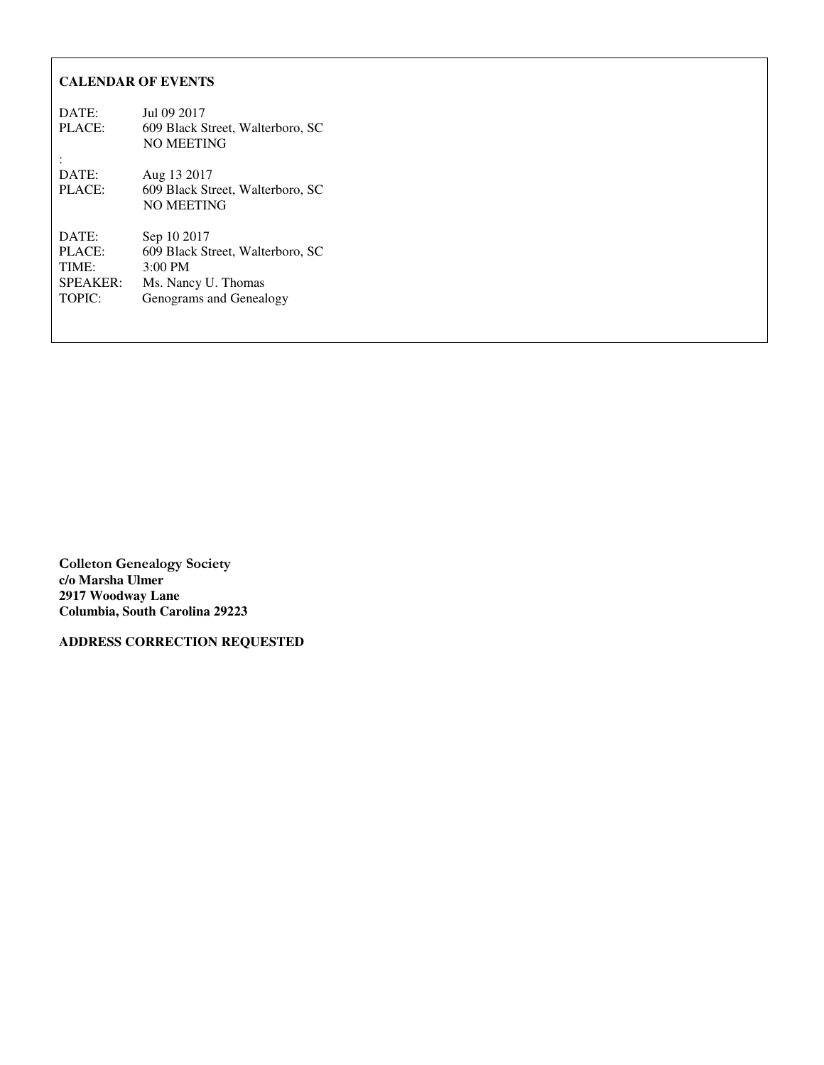**CALENDAR OF EVENTS**

DATE: Jul 09 2017
PLACE: 609 Black Street, Walterboro, SC
NO MEETING

:

DATE: Aug 13 2017
PLACE: 609 Black Street, Walterboro, SC
NO MEETING

DATE: Sep 10 2017
PLACE: 609 Black Street, Walterboro, SC
TIME: 3:00 PM
SPEAKER: Ms. Nancy U. Thomas
TOPIC: Genograms and Genealogy

**Colleton Genealogy Society**
**c/o Marsha Ulmer**
**2917 Woodway Lane**
**Columbia, South Carolina 29223**

**ADDRESS CORRECTION REQUESTED**